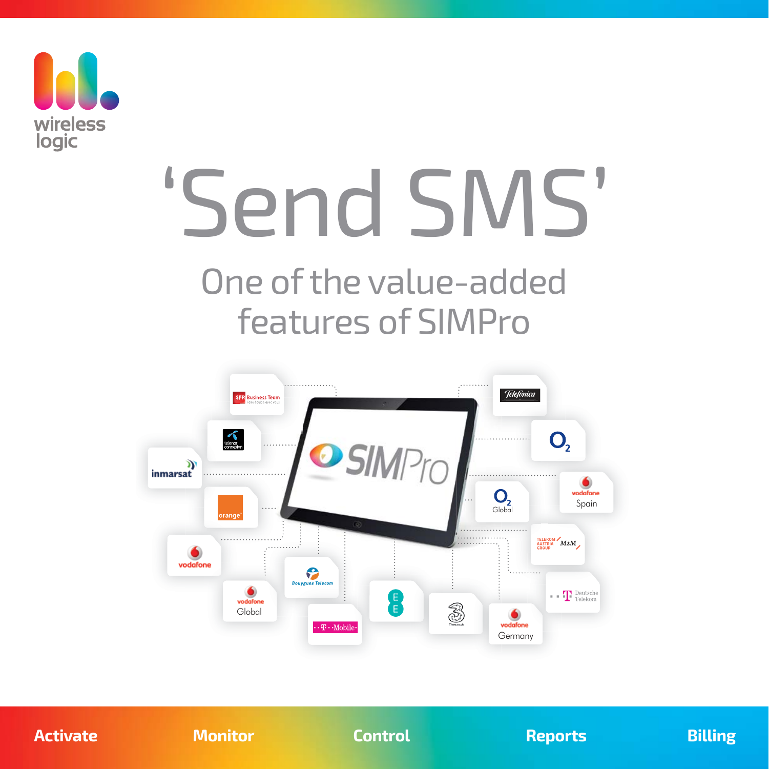wireless logic

# 'Send SMS'

## One of the value-added features of SIMPro

Activate Monitor Control Reports Billing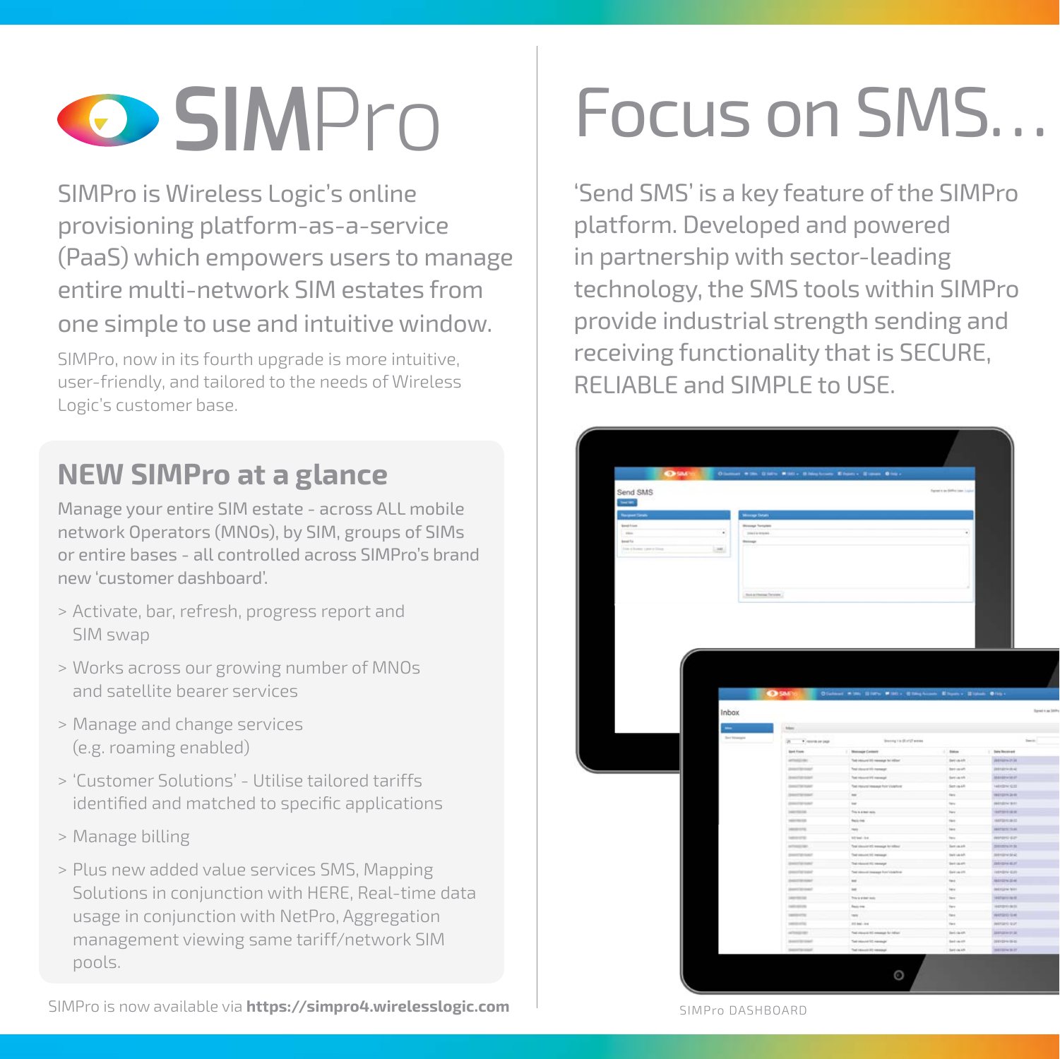# SIMPro

SIMPro is Wireless Logic's online provisioning platform-as-a-service (PaaS) which empowers users to manage entire multi-network SIM estates from one simple to use and intuitive window.

SIMPro, now in its fourth upgrade is more intuitive, user-friendly, and tailored to the needs of Wireless Logic's customer base.

## NEW SIMPro at a glance

Manage your entire SIM estate - across ALL mobile network Operators (MNOs), by SIM, groups of SIMs or entire bases - all controlled across SIMPro's brand new 'customer dashboard'.

> Activate, bar, refresh, progress report and SIM swap

> Works across our growing number of MNOs and satellite bearer services

> Manage and change services (e.g. roaming enabled)

> 'Customer Solutions' - Utilise tailored tariffs identified and matched to specific applications

> Manage billing

> Plus new added value services SMS, Mapping Solutions in conjunction with HERE, Real-time data usage in conjunction with NetPro, Aggregation management viewing same tariff/network SIM pools.

SIMPro is now available via **https://simpro4.wirelesslogic.com**

# Focus on SMS...

'Send SMS' is a key feature of the SIMPro platform. Developed and powered in partnership with sector-leading technology, the SMS tools within SIMPro provide industrial sending and receiving functionality that is SECURE, RELIABLE and SIMPLE to USE.

SIMPro DASHBOARD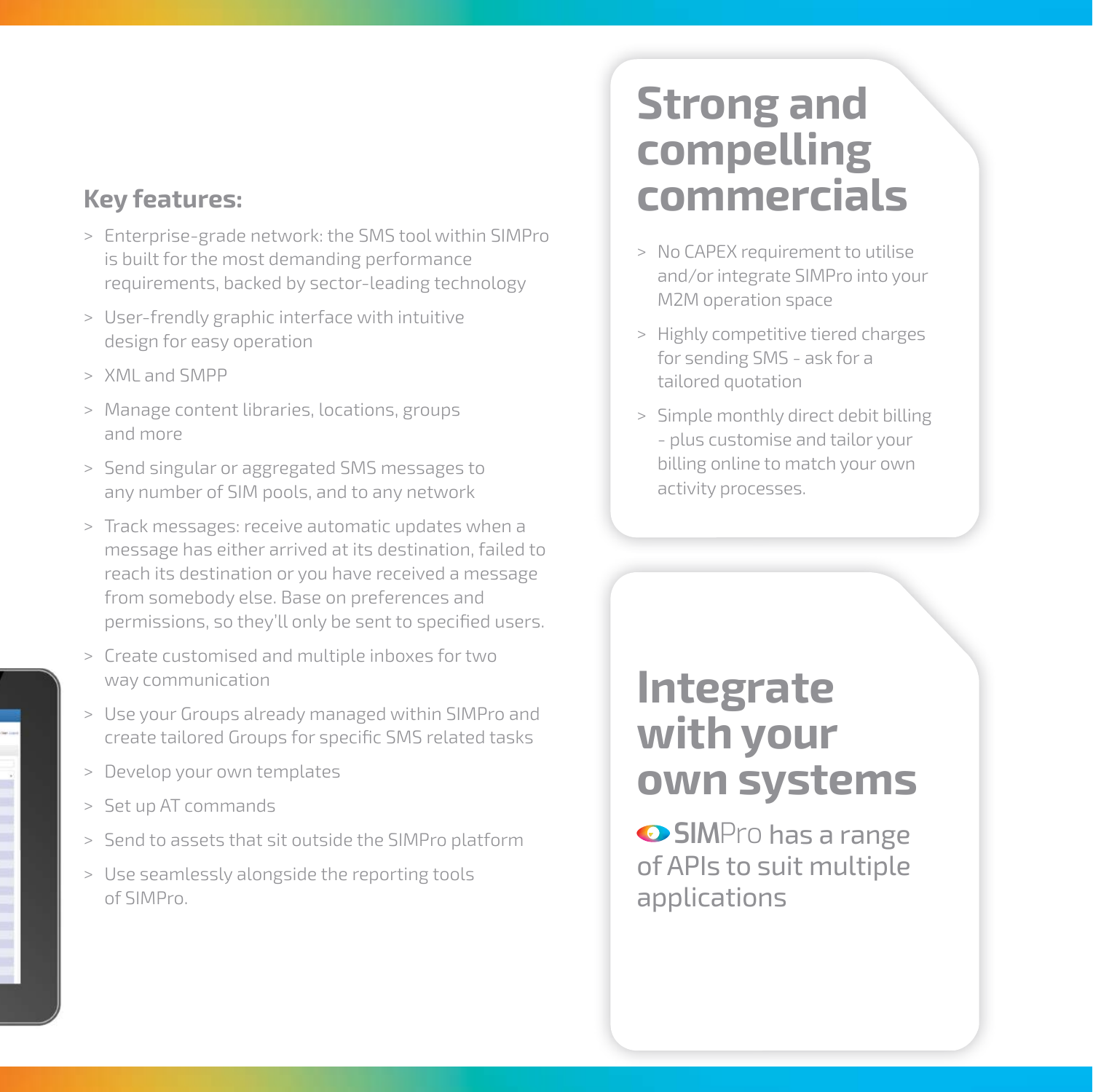## Key features:

- Enterprise-grade network: the SMS tool within SIMPro is built for the most demanding performance requirements, backed by sector-leading technology
- User-frendly graphic interface with intuitive design for easy operation
- XML and SMPP
- Manage content libraries, locations, groups and more
- Send singular or aggregated SMS messages to any number of SIM pools, and to any network
- Track messages: receive automatic updates when a message has either arrived at its destination, failed to reach its destination or you have received a message from somebody else. Base on preferences and permissions, so they'll only be sent to specified users.
- Create customised and multiple inboxes for two way communication
- Use your Groups already managed within SIMPro and create tailored Groups for specific SMS related tasks
- Develop your own templates
- Set up AT commands
- Send to assets that sit outside the SIMPro platform
- Use seamlessly alongside the reporting tools of SIMPro.

# Strong and compelling commercials

- No CAPEX requirement to utilise and/or integrate SIMPro into your M2M operation space
- Highly competitive tiered charges for sending SMS - ask for a tailored quotation
- Simple monthly direct debit billing - plus customise and tailor your billing online to match your own activity processes.

# Integrate with your own systems

SIMPro has a range of APIs to suit multiple applications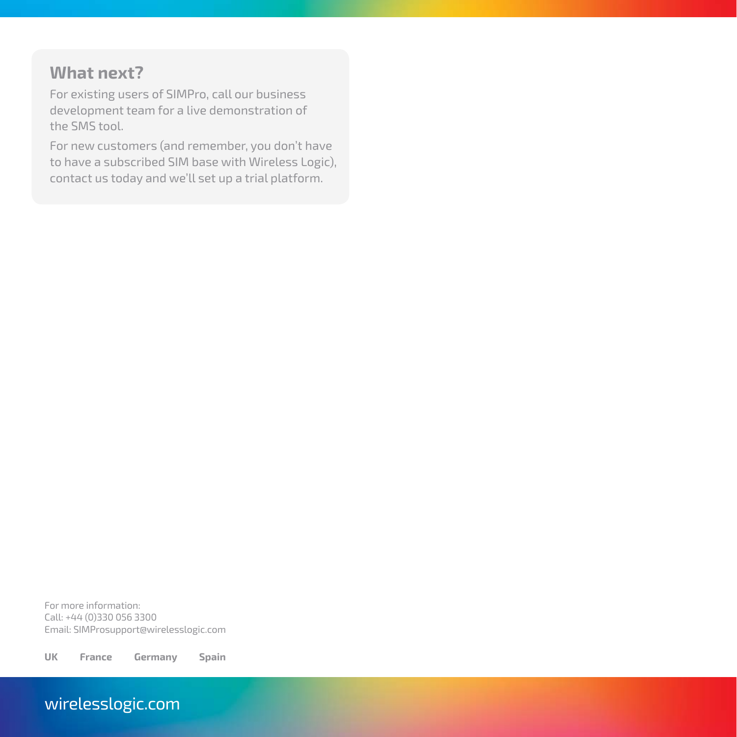## What next?

For existing users of SIMPro, call our business development team for a live demonstration of the SMS tool.

For new customers (and remember, you don't have to have a subscribed SIM base with Wireless Logic), contact us today and we'll set up a trial platform.

For more information:
Call: +44 (0)330 056 3300
Email: SIMProsupport@wirelesslogic.com

**UK** **France** **Germany** **Spain**

wirelesslogic.com